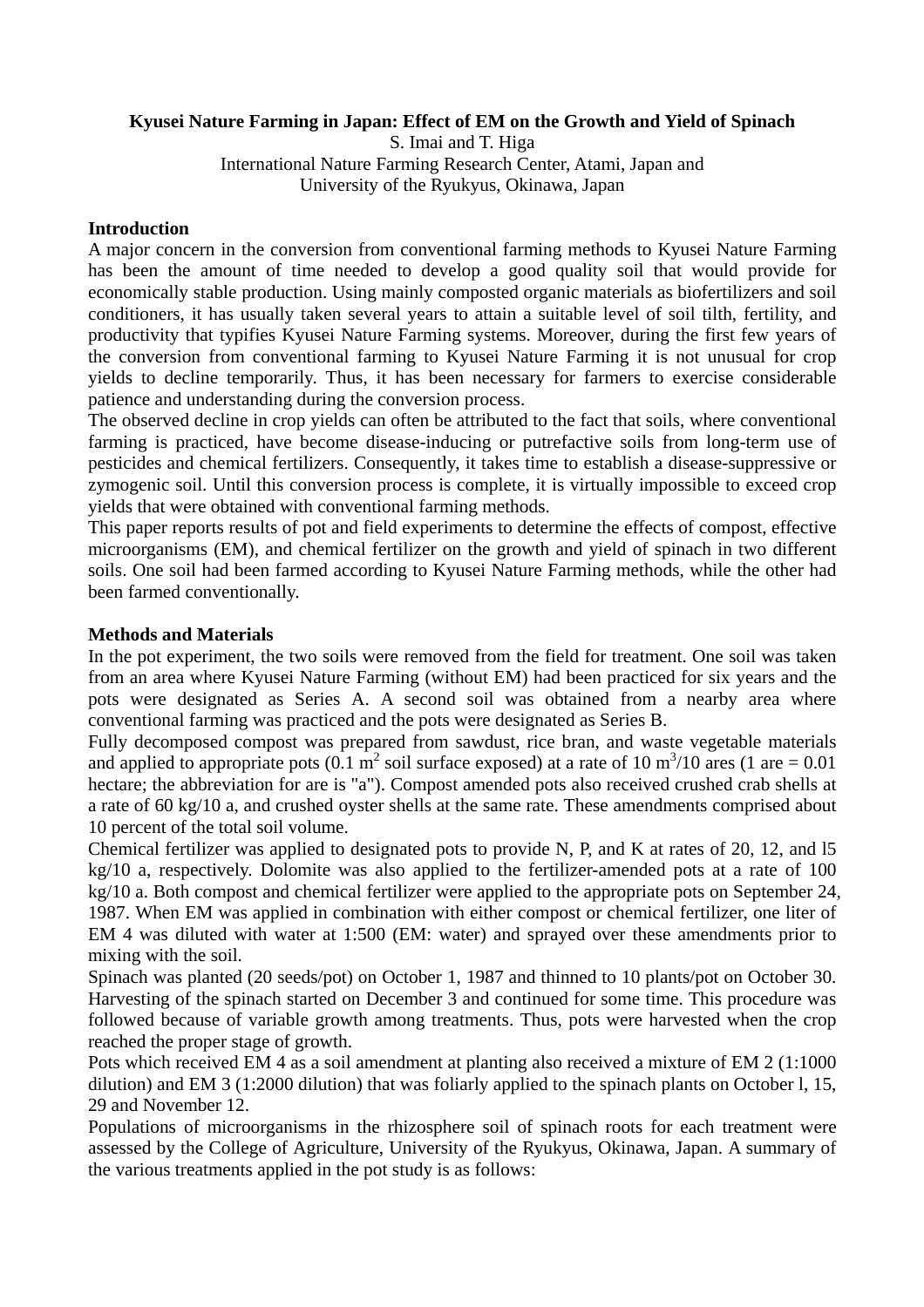# Kyusei Nature Farming in Japan: Effect of EM on the Growth and Yield of Spinach

S. Imai and T. Higa

International Nature Farming Research Center, Atami, Japan and

University of the Ryukyus, Okinawa, Japan

## Introduction

A major concern in the conversion from conventional farming methods to Kyusei Nature Farming has been the amount of time needed to develop a good quality soil that would provide for economically stable production. Using mainly composted organic materials as biofertilizers and soil conditioners, it has usually taken several years to attain a suitable level of soil tilth, fertility, and productivity that typifies Kyusei Nature Farming systems. Moreover, during the first few years of the conversion from conventional farming to Kyusei Nature Farming it is not unusual for crop yields to decline temporarily. Thus, it has been necessary for farmers to exercise considerable patience and understanding during the conversion process.

The observed decline in crop yields can often be attributed to the fact that soils, where conventional farming is practiced, have become disease-inducing or putrefactive soils from long-term use of pesticides and chemical fertilizers. Consequently, it takes time to establish a disease-suppressive or zymogenic soil. Until this conversion process is complete, it is virtually impossible to exceed crop yields that were obtained with conventional farming methods.

This paper reports results of pot and field experiments to determine the effects of compost, effective microorganisms (EM), and chemical fertilizer on the growth and yield of spinach in two different soils. One soil had been farmed according to Kyusei Nature Farming methods, while the other had been farmed conventionally.

## Methods and Materials

In the pot experiment, the two soils were removed from the field for treatment. One soil was taken from an area where Kyusei Nature Farming (without EM) had been practiced for six years and the pots were designated as Series A. A second soil was obtained from a nearby area where conventional farming was practiced and the pots were designated as Series B.

Fully decomposed compost was prepared from sawdust, rice bran, and waste vegetable materials and applied to appropriate pots (0.1 $m^2$ soil surface exposed) at a rate of 10 $m^3$/10 ares (1 are = 0.01 hectare; the abbreviation for are is "a"). Compost amended pots also received crushed crab shells at a rate of 60 kg/10 a, and crushed oyster shells at the same rate. These amendments comprised about 10 percent of the total soil volume.

Chemical fertilizer was applied to designated pots to provide N, P, and K at rates of 20, 12, and l5 kg/10 a, respectively. Dolomite was also applied to the fertilizer-amended pots at a rate of 100 kg/10 a. Both compost and chemical fertilizer were applied to the appropriate pots on September 24, 1987. When EM was applied in combination with either compost or chemical fertilizer, one liter of EM 4 was diluted with water at 1:500 (EM: water) and sprayed over these amendments prior to mixing with the soil.

Spinach was planted (20 seeds/pot) on October 1, 1987 and thinned to 10 plants/pot on October 30. Harvesting of the spinach started on December 3 and continued for some time. This procedure was followed because of variable growth among treatments. Thus, pots were harvested when the crop reached the proper stage of growth.

Pots which received EM 4 as a soil amendment at planting also received a mixture of EM 2 (1:1000 dilution) and EM 3 (1:2000 dilution) that was foliarly applied to the spinach plants on October l, 15, 29 and November 12.

Populations of microorganisms in the rhizosphere soil of spinach roots for each treatment were assessed by the College of Agriculture, University of the Ryukyus, Okinawa, Japan. A summary of the various treatments applied in the pot study is as follows: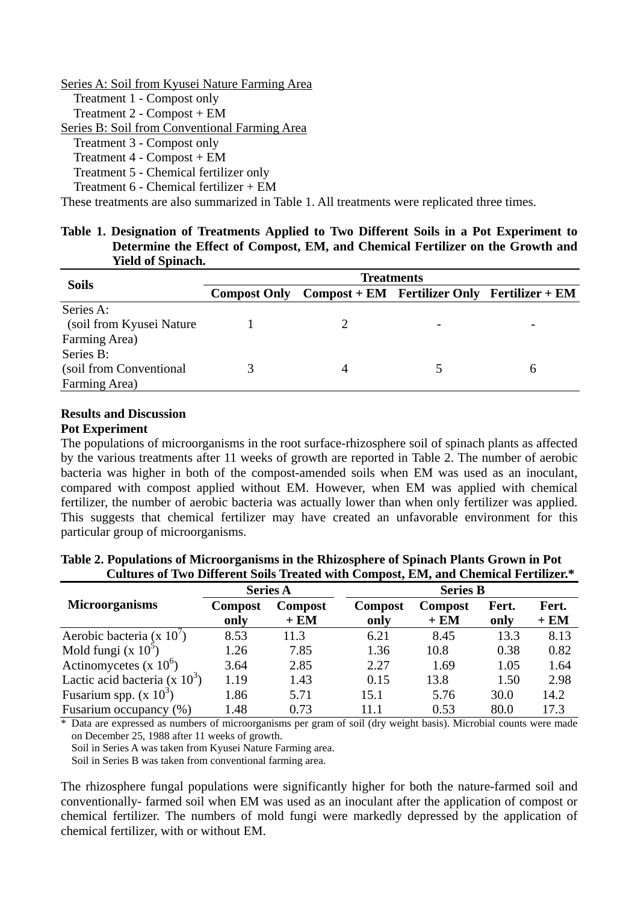Series A: Soil from Kyusei Nature Farming Area

Treatment 1 - Compost only

Treatment 2 - Compost + EM

Series B: Soil from Conventional Farming Area

Treatment 3 - Compost only

Treatment 4 - Compost + EM

Treatment 5 - Chemical fertilizer only

Treatment 6 - Chemical fertilizer + EM

These treatments are also summarized in Table 1. All treatments were replicated three times.

**Table 1. Designation of Treatments Applied to Two Different Soils in a Pot Experiment to Determine the Effect of Compost, EM, and Chemical Fertilizer on the Growth and Yield of Spinach.**

| Soils | Treatments | | | |
|---|---|---|---|---|
| | **Compost Only** | **Compost + EM** | **Fertilizer Only** | **Fertilizer + EM** |
| Series A: (soil from Kyusei Nature Farming Area) | 1 | 2 | - | - |
| Series B: (soil from Conventional Farming Area) | 3 | 4 | 5 | 6 |

## Results and Discussion

### Pot Experiment

The populations of microorganisms in the root surface-rhizosphere soil of spinach plants as affected by the various treatments after 11 weeks of growth are reported in Table 2. The number of aerobic bacteria was higher in both of the compost-amended soils when EM was used as an inoculant, compared with compost applied without EM. However, when EM was applied with chemical fertilizer, the number of aerobic bacteria was actually lower than when only fertilizer was applied. This suggests that chemical fertilizer may have created an unfavorable environment for this particular group of microorganisms.

**Table 2. Populations of Microorganisms in the Rhizosphere of Spinach Plants Grown in Pot Cultures of Two Different Soils Treated with Compost, EM, and Chemical Fertilizer.***

| Microorganisms | Series A | | Series B | | | |
|---|---|---|---|---|---|---|
| | **Compost only** | **Compost + EM** | **Compost only** | **Compost + EM** | **Fert. only** | **Fert. + EM** |
| Aerobic bacteria (x $10^7$) | 8.53 | 11.3 | 6.21 | 8.45 | 13.3 | 8.13 |
| Mold fungi (x $10^5$) | 1.26 | 7.85 | 1.36 | 10.8 | 0.38 | 0.82 |
| Actinomycetes (x $10^6$) | 3.64 | 2.85 | 2.27 | 1.69 | 1.05 | 1.64 |
| Lactic acid bacteria (x $10^3$) | 1.19 | 1.43 | 0.15 | 13.8 | 1.50 | 2.98 |
| Fusarium spp. (x $10^3$) | 1.86 | 5.71 | 15.1 | 5.76 | 30.0 | 14.2 |
| Fusarium occupancy (%) | 1.48 | 0.73 | 11.1 | 0.53 | 80.0 | 17.3 |

\* Data are expressed as numbers of microorganisms per gram of soil (dry weight basis). Microbial counts were made on December 25, 1988 after 11 weeks of growth.
Soil in Series A was taken from Kyusei Nature Farming area.
Soil in Series B was taken from conventional farming area.

The rhizosphere fungal populations were significantly higher for both the nature-farmed soil and conventionally- farmed soil when EM was used as an inoculant after the application of compost or chemical fertilizer. The numbers of mold fungi were markedly depressed by the application of chemical fertilizer, with or without EM.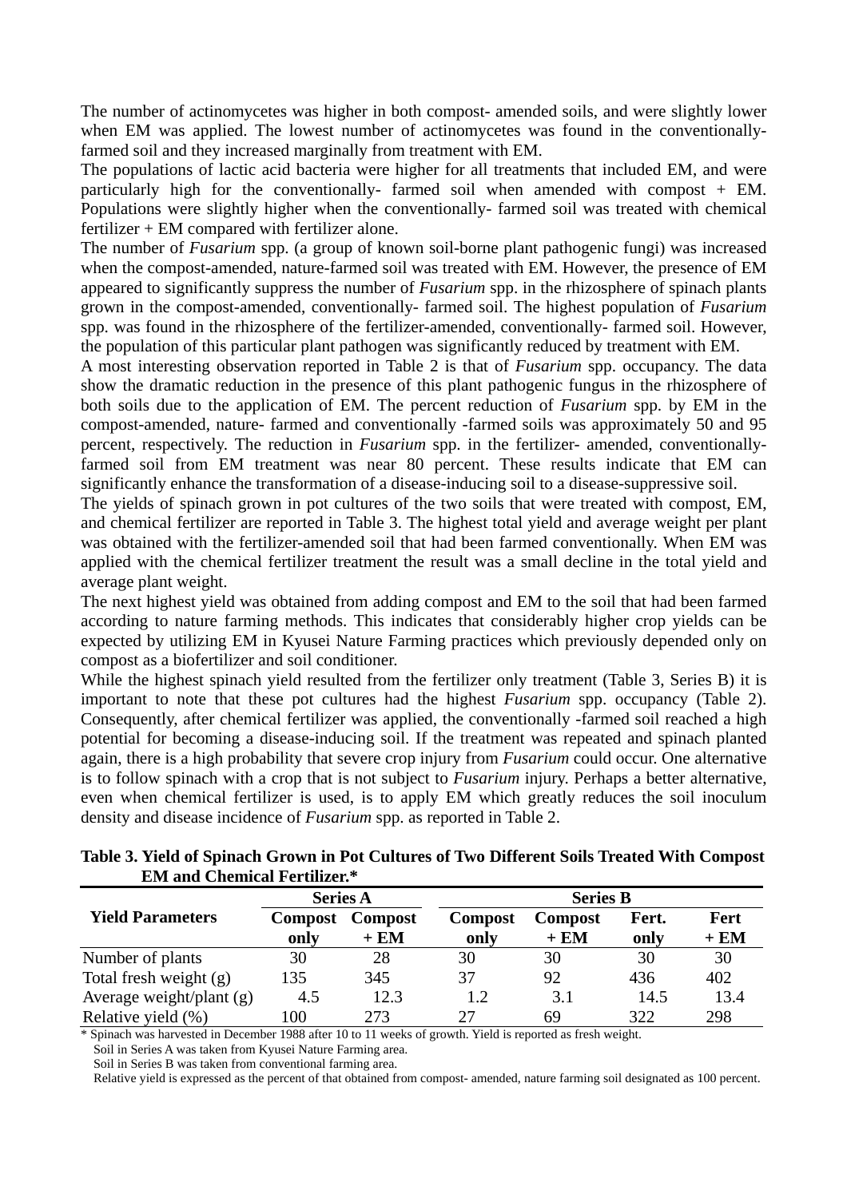The number of actinomycetes was higher in both compost- amended soils, and were slightly lower when EM was applied. The lowest number of actinomycetes was found in the conventionally-farmed soil and they increased marginally from treatment with EM.

The populations of lactic acid bacteria were higher for all treatments that included EM, and were particularly high for the conventionally- farmed soil when amended with compost + EM. Populations were slightly higher when the conventionally- farmed soil was treated with chemical fertilizer + EM compared with fertilizer alone.

The number of *Fusarium* spp. (a group of known soil-borne plant pathogenic fungi) was increased when the compost-amended, nature-farmed soil was treated with EM. However, the presence of EM appeared to significantly suppress the number of *Fusarium* spp. in the rhizosphere of spinach plants grown in the compost-amended, conventionally- farmed soil. The highest population of *Fusarium* spp. was found in the rhizosphere of the fertilizer-amended, conventionally- farmed soil. However, the population of this particular plant pathogen was significantly reduced by treatment with EM.

A most interesting observation reported in Table 2 is that of *Fusarium* spp. occupancy. The data show the dramatic reduction in the presence of this plant pathogenic fungus in the rhizosphere of both soils due to the application of EM. The percent reduction of *Fusarium* spp. by EM in the compost-amended, nature- farmed and conventionally -farmed soils was approximately 50 and 95 percent, respectively. The reduction in *Fusarium* spp. in the fertilizer- amended, conventionally-farmed soil from EM treatment was near 80 percent. These results indicate that EM can significantly enhance the transformation of a disease-inducing soil to a disease-suppressive soil.

The yields of spinach grown in pot cultures of the two soils that were treated with compost, EM, and chemical fertilizer are reported in Table 3. The highest total yield and average weight per plant was obtained with the fertilizer-amended soil that had been farmed conventionally. When EM was applied with the chemical fertilizer treatment the result was a small decline in the total yield and average plant weight.

The next highest yield was obtained from adding compost and EM to the soil that had been farmed according to nature farming methods. This indicates that considerably higher crop yields can be expected by utilizing EM in Kyusei Nature Farming practices which previously depended only on compost as a biofertilizer and soil conditioner.

While the highest spinach yield resulted from the fertilizer only treatment (Table 3, Series B) it is important to note that these pot cultures had the highest *Fusarium* spp. occupancy (Table 2). Consequently, after chemical fertilizer was applied, the conventionally -farmed soil reached a high potential for becoming a disease-inducing soil. If the treatment was repeated and spinach planted again, there is a high probability that severe crop injury from *Fusarium* could occur. One alternative is to follow spinach with a crop that is not subject to *Fusarium* injury. Perhaps a better alternative, even when chemical fertilizer is used, is to apply EM which greatly reduces the soil inoculum density and disease incidence of *Fusarium* spp. as reported in Table 2.

**Table 3. Yield of Spinach Grown in Pot Cultures of Two Different Soils Treated With Compost EM and Chemical Fertilizer.***

| Yield Parameters | Series A | | Series B | | | |
|---|---|---|---|---|---|---|
| | Compost only | Compost + EM | Compost only | Compost + EM | Fert. only | Fert + EM |
| Number of plants | 30 | 28 | 30 | 30 | 30 | 30 |
| Total fresh weight (g) | 135 | 345 | 37 | 92 | 436 | 402 |
| Average weight/plant (g) | 4.5 | 12.3 | 1.2 | 3.1 | 14.5 | 13.4 |
| Relative yield (%) | 100 | 273 | 27 | 69 | 322 | 298 |

\* Spinach was harvested in December 1988 after 10 to 11 weeks of growth. Yield is reported as fresh weight.
Soil in Series A was taken from Kyusei Nature Farming area.
Soil in Series B was taken from conventional farming area.
Relative yield is expressed as the percent of that obtained from compost- amended, nature farming soil designated as 100 percent.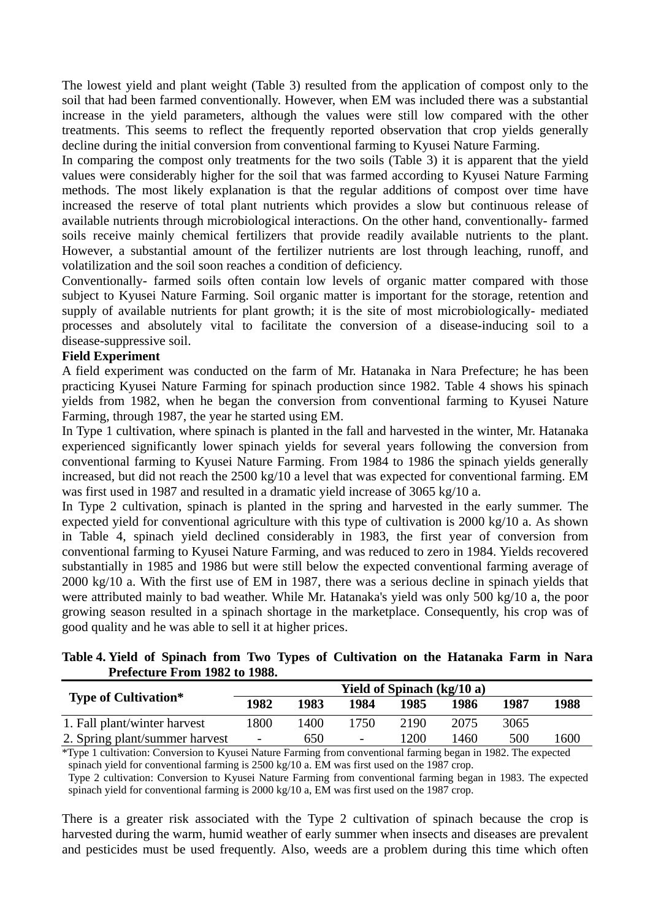The lowest yield and plant weight (Table 3) resulted from the application of compost only to the soil that had been farmed conventionally. However, when EM was included there was a substantial increase in the yield parameters, although the values were still low compared with the other treatments. This seems to reflect the frequently reported observation that crop yields generally decline during the initial conversion from conventional farming to Kyusei Nature Farming.

In comparing the compost only treatments for the two soils (Table 3) it is apparent that the yield values were considerably higher for the soil that was farmed according to Kyusei Nature Farming methods. The most likely explanation is that the regular additions of compost over time have increased the reserve of total plant nutrients which provides a slow but continuous release of available nutrients through microbiological interactions. On the other hand, conventionally- farmed soils receive mainly chemical fertilizers that provide readily available nutrients to the plant. However, a substantial amount of the fertilizer nutrients are lost through leaching, runoff, and volatilization and the soil soon reaches a condition of deficiency.

Conventionally- farmed soils often contain low levels of organic matter compared with those subject to Kyusei Nature Farming. Soil organic matter is important for the storage, retention and supply of available nutrients for plant growth; it is the site of most microbiologically- mediated processes and absolutely vital to facilitate the conversion of a disease-inducing soil to a disease-suppressive soil.

**Field Experiment**

A field experiment was conducted on the farm of Mr. Hatanaka in Nara Prefecture; he has been practicing Kyusei Nature Farming for spinach production since 1982. Table 4 shows his spinach yields from 1982, when he began the conversion from conventional farming to Kyusei Nature Farming, through 1987, the year he started using EM.

In Type 1 cultivation, where spinach is planted in the fall and harvested in the winter, Mr. Hatanaka experienced significantly lower spinach yields for several years following the conversion from conventional farming to Kyusei Nature Farming. From 1984 to 1986 the spinach yields generally increased, but did not reach the 2500 kg/10 a level that was expected for conventional farming. EM was first used in 1987 and resulted in a dramatic yield increase of 3065 kg/10 a.

In Type 2 cultivation, spinach is planted in the spring and harvested in the early summer. The expected yield for conventional agriculture with this type of cultivation is 2000 kg/10 a. As shown in Table 4, spinach yield declined considerably in 1983, the first year of conversion from conventional farming to Kyusei Nature Farming, and was reduced to zero in 1984. Yields recovered substantially in 1985 and 1986 but were still below the expected conventional farming average of 2000 kg/10 a. With the first use of EM in 1987, there was a serious decline in spinach yields that were attributed mainly to bad weather. While Mr. Hatanaka's yield was only 500 kg/10 a, the poor growing season resulted in a spinach shortage in the marketplace. Consequently, his crop was of good quality and he was able to sell it at higher prices.

**Table 4. Yield of Spinach from Two Types of Cultivation on the Hatanaka Farm in Nara Prefecture From 1982 to 1988.**

| Type of Cultivation* | Yield of Spinach (kg/10 a) | | | | | | |
|---|---|---|---|---|---|---|---|
| | 1982 | 1983 | 1984 | 1985 | 1986 | 1987 | 1988 |
| 1. Fall plant/winter harvest | 1800 | 1400 | 1750 | 2190 | 2075 | 3065 | |
| 2. Spring plant/summer harvest | - | 650 | - | 1200 | 1460 | 500 | 1600 |

*Type 1 cultivation: Conversion to Kyusei Nature Farming from conventional farming began in 1982. The expected spinach yield for conventional farming is 2500 kg/10 a. EM was first used on the 1987 crop.

Type 2 cultivation: Conversion to Kyusei Nature Farming from conventional farming began in 1983. The expected spinach yield for conventional farming is 2000 kg/10 a, EM was first used on the 1987 crop.

There is a greater risk associated with the Type 2 cultivation of spinach because the crop is harvested during the warm, humid weather of early summer when insects and diseases are prevalent and pesticides must be used frequently. Also, weeds are a problem during this time which often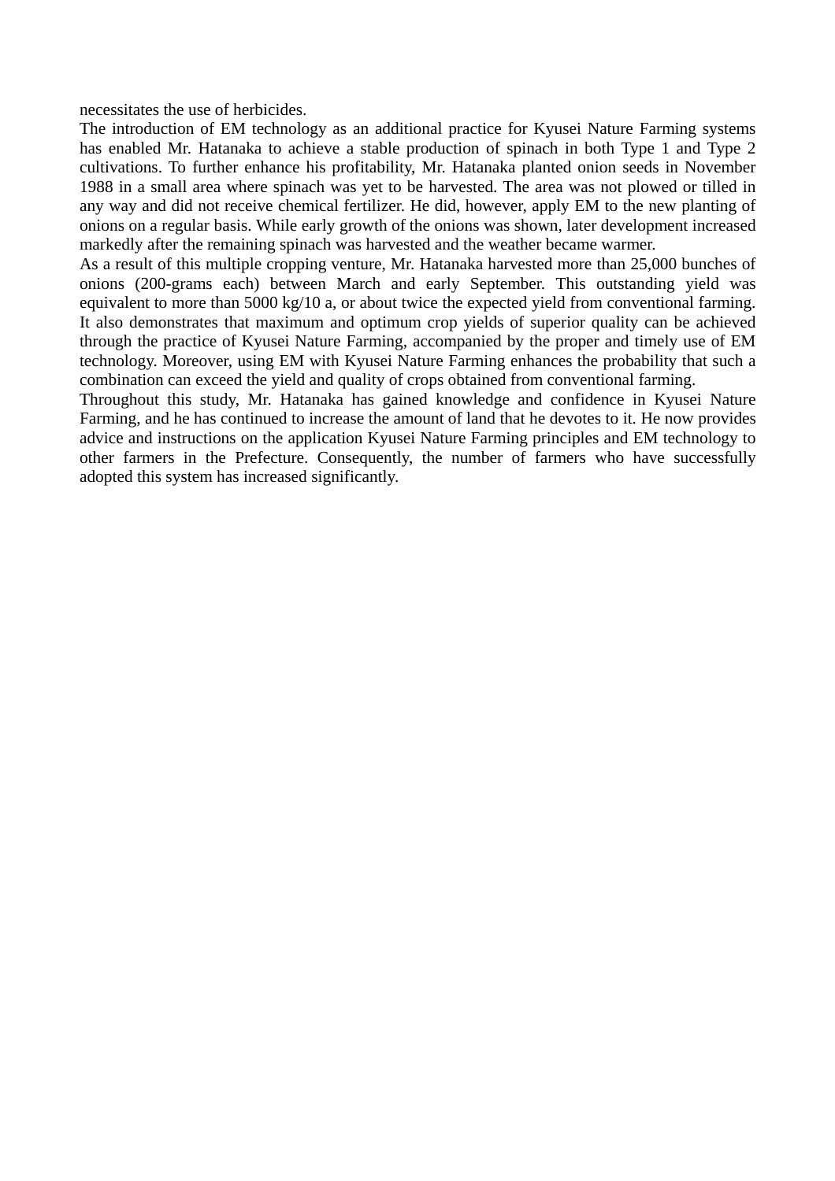necessitates the use of herbicides.

The introduction of EM technology as an additional practice for Kyusei Nature Farming systems has enabled Mr. Hatanaka to achieve a stable production of spinach in both Type 1 and Type 2 cultivations. To further enhance his profitability, Mr. Hatanaka planted onion seeds in November 1988 in a small area where spinach was yet to be harvested. The area was not plowed or tilled in any way and did not receive chemical fertilizer. He did, however, apply EM to the new planting of onions on a regular basis. While early growth of the onions was shown, later development increased markedly after the remaining spinach was harvested and the weather became warmer.

As a result of this multiple cropping venture, Mr. Hatanaka harvested more than 25,000 bunches of onions (200-grams each) between March and early September. This outstanding yield was equivalent to more than 5000 kg/10 a, or about twice the expected yield from conventional farming. It also demonstrates that maximum and optimum crop yields of superior quality can be achieved through the practice of Kyusei Nature Farming, accompanied by the proper and timely use of EM technology. Moreover, using EM with Kyusei Nature Farming enhances the probability that such a combination can exceed the yield and quality of crops obtained from conventional farming.

Throughout this study, Mr. Hatanaka has gained knowledge and confidence in Kyusei Nature Farming, and he has continued to increase the amount of land that he devotes to it. He now provides advice and instructions on the application Kyusei Nature Farming principles and EM technology to other farmers in the Prefecture. Consequently, the number of farmers who have successfully adopted this system has increased significantly.